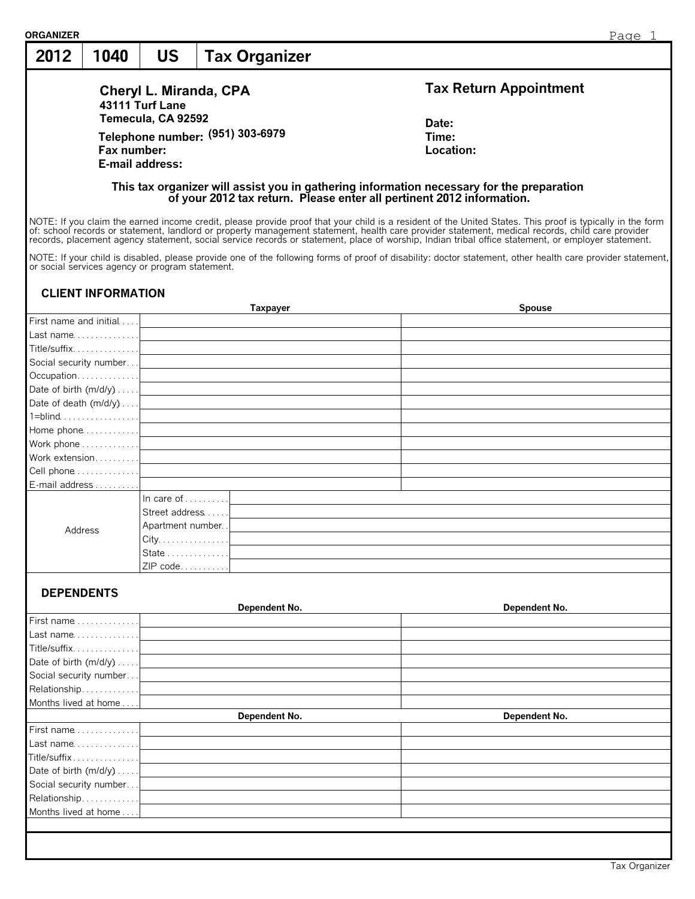ORGANIZER

# 2012 | 1040 | US | Tax Organizer

**Cheryl L. Miranda, CPA**
**43111 Turf Lane**
**Temecula, CA 92592**
**Telephone number:** (951) 303-6979
**Fax number:**
**E-mail address:**

## Tax Return Appointment

**Date:**
**Time:**
**Location:**

**This tax organizer will assist you in gathering information necessary for the preparation of your 2012 tax return. Please enter all pertinent 2012 information.**

NOTE: If you claim the earned income credit, please provide proof that your child is a resident of the United States. This proof is typically in the form of: school records or statement, landlord or property management statement, health care provider statement, medical records, child care provider records, placement agency statement, social service records or statement, place of worship, Indian tribal office statement, or employer statement.

NOTE: If your child is disabled, please provide one of the following forms of proof of disability: doctor statement, other health care provider statement, or social services agency or program statement.

### CLIENT INFORMATION

| | Taxpayer | Spouse |
|---|---|---|
| First name and initial | | |
| Last name | | |
| Title/suffix | | |
| Social security number | | |
| Occupation | | |
| Date of birth (m/d/y) | | |
| Date of death (m/d/y) | | |
| 1=blind | | |
| Home phone | | |
| Work phone | | |
| Work extension | | |
| Cell phone | | |
| E-mail address | | |

| Address | |
|---|---|
| In care of | |
| Street address | |
| Apartment number | |
| City | |
| State | |
| ZIP code | |

### DEPENDENTS

| | Dependent No. | Dependent No. |
|---|---|---|
| First name | | |
| Last name | | |
| Title/suffix | | |
| Date of birth (m/d/y) | | |
| Social security number | | |
| Relationship | | |
| Months lived at home | | |

| | Dependent No. | Dependent No. |
|---|---|---|
| First name | | |
| Last name | | |
| Title/suffix | | |
| Date of birth (m/d/y) | | |
| Social security number | | |
| Relationship | | |
| Months lived at home | | |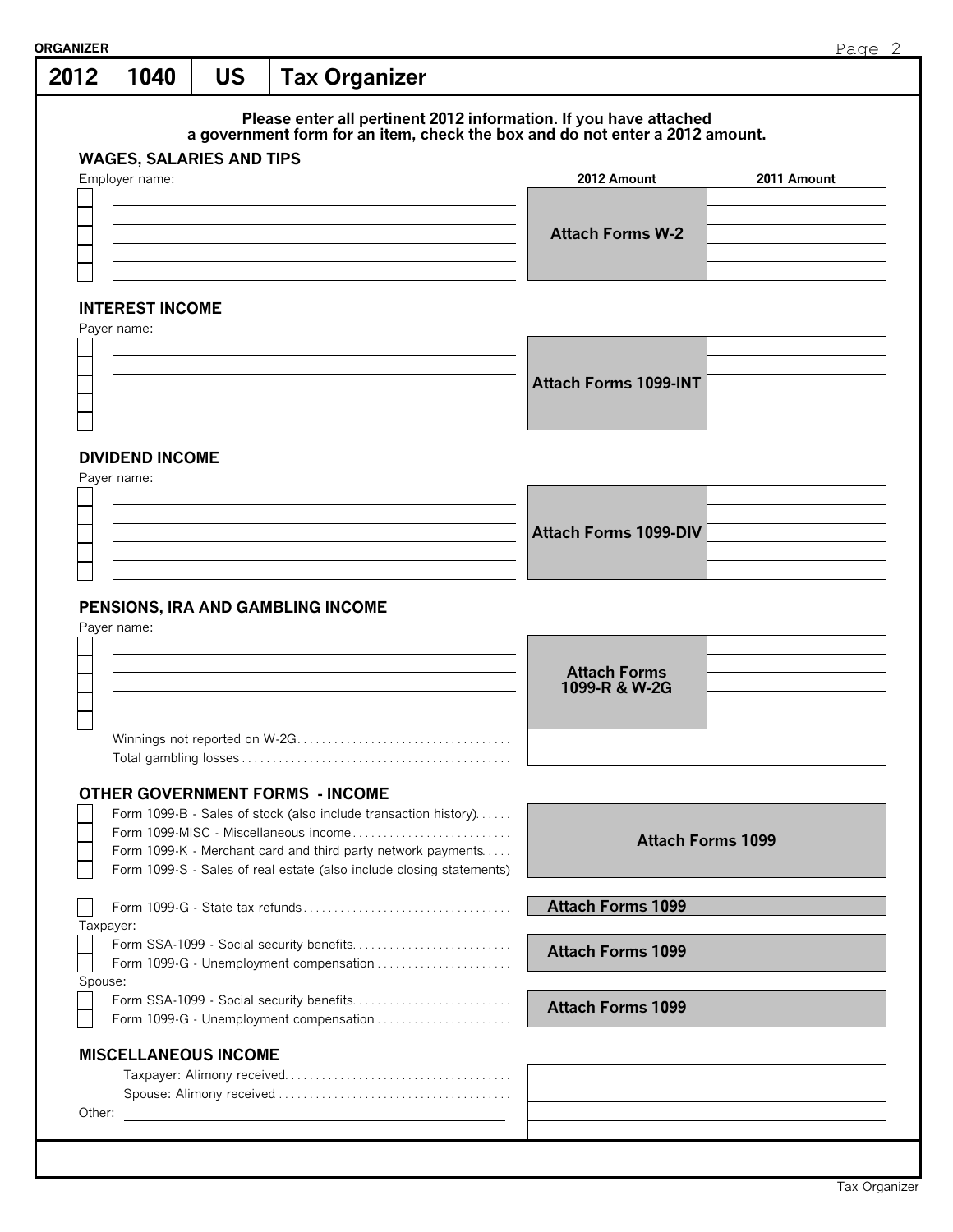# 2012 | 1040 | US | Tax Organizer

**Please enter all pertinent 2012 information. If you have attached a government form for an item, check the box and do not enter a 2012 amount.**

## WAGES, SALARIES AND TIPS

| ☐ | Employer name: | 2012 Amount | 2011 Amount |
|---|---|---|---|
| ☐ | | **Attach Forms W-2** | |
| ☐ | | | |
| ☐ | | | |
| ☐ | | | |
| ☐ | | | |

## INTEREST INCOME

| ☐ | Payer name: | 2012 Amount | 2011 Amount |
|---|---|---|---|
| ☐ | | **Attach Forms 1099-INT** | |
| ☐ | | | |
| ☐ | | | |
| ☐ | | | |
| ☐ | | | |

## DIVIDEND INCOME

| ☐ | Payer name: | 2012 Amount | 2011 Amount |
|---|---|---|---|
| ☐ | | **Attach Forms 1099-DIV** | |
| ☐ | | | |
| ☐ | | | |
| ☐ | | | |
| ☐ | | | |

## PENSIONS, IRA AND GAMBLING INCOME

| ☐ | Payer name: | 2012 Amount | 2011 Amount |
|---|---|---|---|
| ☐ | | **Attach Forms 1099-R & W-2G** | |
| ☐ | | | |
| ☐ | | | |
| ☐ | | | |
| ☐ | | | |
| | Winnings not reported on W-2G | | |
| | Total gambling losses | | |

## OTHER GOVERNMENT FORMS - INCOME

| ☐ | Form | 2012 Amount | 2011 Amount |
|---|---|---|---|
| ☐ | Form 1099-B - Sales of stock (also include transaction history) | **Attach Forms 1099** | |
| ☐ | Form 1099-MISC - Miscellaneous income | | |
| ☐ | Form 1099-K - Merchant card and third party network payments | | |
| ☐ | Form 1099-S - Sales of real estate (also include closing statements) | | |
| ☐ | Form 1099-G - State tax refunds | **Attach Forms 1099** | |
| | Taxpayer: | | |
| ☐ | Form SSA-1099 - Social security benefits | **Attach Forms 1099** | |
| ☐ | Form 1099-G - Unemployment compensation | | |
| | Spouse: | | |
| ☐ | Form SSA-1099 - Social security benefits | **Attach Forms 1099** | |
| ☐ | Form 1099-G - Unemployment compensation | | |

## MISCELLANEOUS INCOME

| | 2012 Amount | 2011 Amount |
|---|---|---|
| Taxpayer: Alimony received | | |
| Spouse: Alimony received | | |
| Other: | | |
| | | |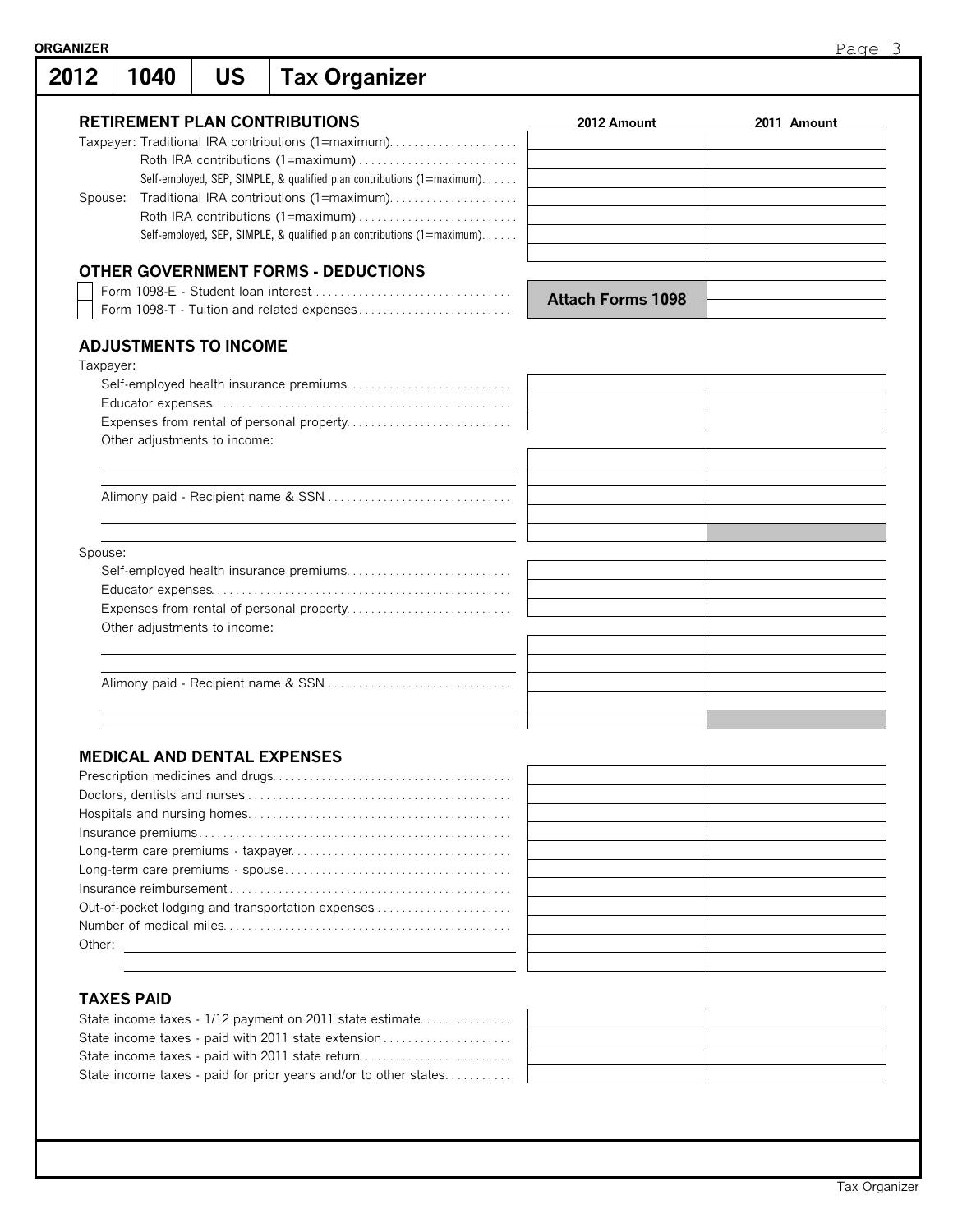# 2012 | 1040 | US | Tax Organizer

## RETIREMENT PLAN CONTRIBUTIONS

| | 2012 Amount | 2011 Amount |
|---|---|---|
| Taxpayer: Traditional IRA contributions (1=maximum) | | |
| Roth IRA contributions (1=maximum) | | |
| Self-employed, SEP, SIMPLE, & qualified plan contributions (1=maximum) | | |
| Spouse: Traditional IRA contributions (1=maximum) | | |
| Roth IRA contributions (1=maximum) | | |
| Self-employed, SEP, SIMPLE, & qualified plan contributions (1=maximum) | | |
| | | |

## OTHER GOVERNMENT FORMS - DEDUCTIONS

| | 2012 Amount | 2011 Amount |
|---|---|---|
| ☐ Form 1098-E - Student loan interest | **Attach Forms 1098** | |
| ☐ Form 1098-T - Tuition and related expenses | | |

## ADJUSTMENTS TO INCOME

Taxpayer:

| | 2012 Amount | 2011 Amount |
|---|---|---|
| Self-employed health insurance premiums | | |
| Educator expenses | | |
| Expenses from rental of personal property | | |
| Other adjustments to income: | | |
| | | |
| | | |
| Alimony paid - Recipient name & SSN | | |
| | | |
| | | |

Spouse:

| | 2012 Amount | 2011 Amount |
|---|---|---|
| Self-employed health insurance premiums | | |
| Educator expenses | | |
| Expenses from rental of personal property | | |
| Other adjustments to income: | | |
| | | |
| | | |
| Alimony paid - Recipient name & SSN | | |
| | | |
| | | |

## MEDICAL AND DENTAL EXPENSES

| | 2012 Amount | 2011 Amount |
|---|---|---|
| Prescription medicines and drugs | | |
| Doctors, dentists and nurses | | |
| Hospitals and nursing homes | | |
| Insurance premiums | | |
| Long-term care premiums - taxpayer | | |
| Long-term care premiums - spouse | | |
| Insurance reimbursement | | |
| Out-of-pocket lodging and transportation expenses | | |
| Number of medical miles | | |
| Other: | | |
| | | |

## TAXES PAID

| | 2012 Amount | 2011 Amount |
|---|---|---|
| State income taxes - 1/12 payment on 2011 state estimate | | |
| State income taxes - paid with 2011 state extension | | |
| State income taxes - paid with 2011 state return | | |
| State income taxes - paid for prior years and/or to other states | | |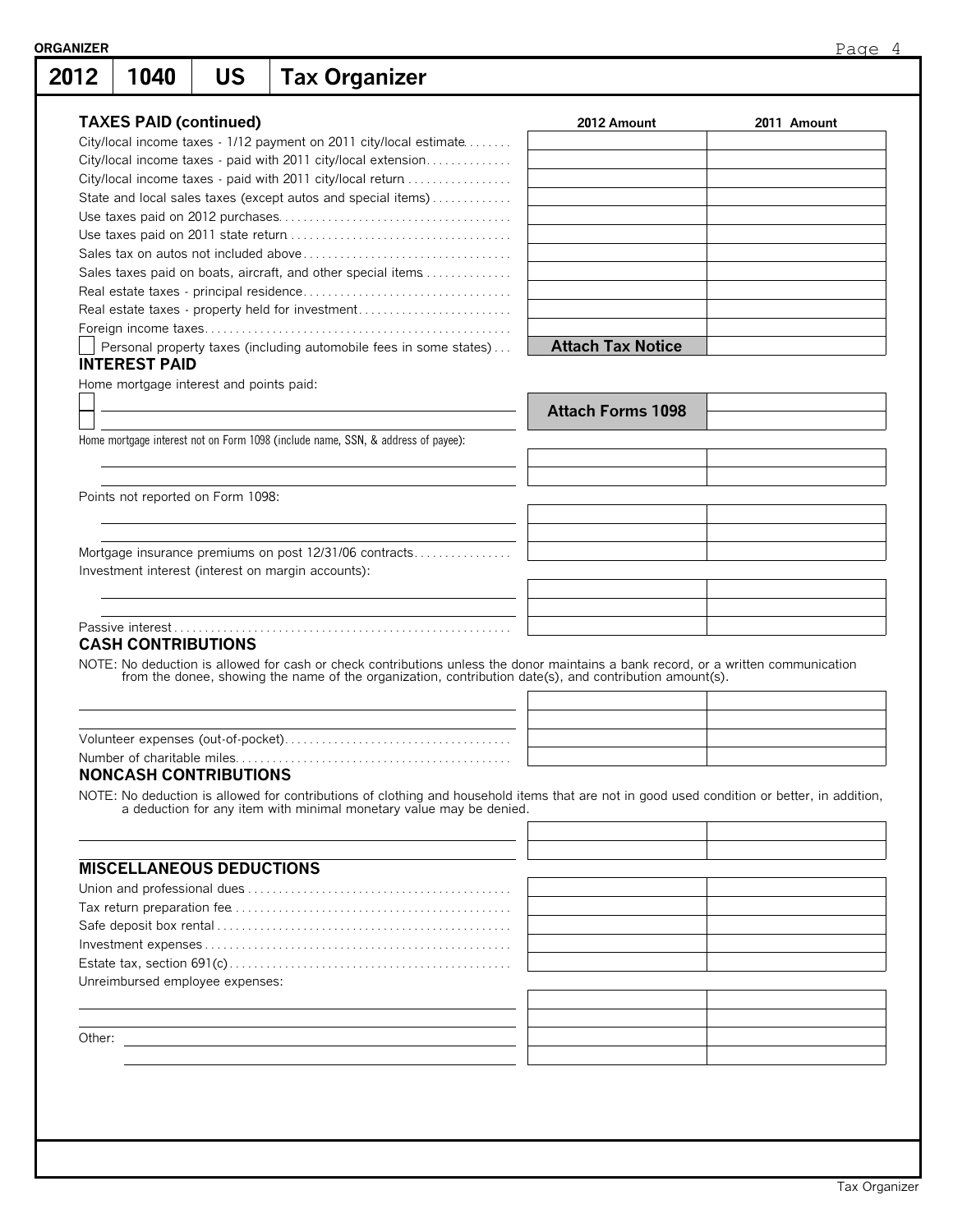ORGANIZER

# 2012 | 1040 | US | Tax Organizer

## TAXES PAID (continued)

| | 2012 Amount | 2011 Amount |
|---|---|---|
| City/local income taxes - 1/12 payment on 2011 city/local estimate | | |
| City/local income taxes - paid with 2011 city/local extension | | |
| City/local income taxes - paid with 2011 city/local return | | |
| State and local sales taxes (except autos and special items) | | |
| Use taxes paid on 2012 purchases | | |
| Use taxes paid on 2011 state return | | |
| Sales tax on autos not included above | | |
| Sales taxes paid on boats, aircraft, and other special items | | |
| Real estate taxes - principal residence | | |
| Real estate taxes - property held for investment | | |
| Foreign income taxes | | |
| ☐ Personal property taxes (including automobile fees in some states) | **Attach Tax Notice** | |

## INTEREST PAID

Home mortgage interest and points paid:

| | 2012 Amount | 2011 Amount |
|---|---|---|
| ☐ | **Attach Forms 1098** | |
| ☐ | | |

Home mortgage interest not on Form 1098 (include name, SSN, & address of payee):

| | 2012 Amount | 2011 Amount |
|---|---|---|
| | | |
| | | |

Points not reported on Form 1098:

| | 2012 Amount | 2011 Amount |
|---|---|---|
| | | |
| | | |
| Mortgage insurance premiums on post 12/31/06 contracts | | |

Investment interest (interest on margin accounts):

| | 2012 Amount | 2011 Amount |
|---|---|---|
| | | |
| | | |
| Passive interest | | |

## CASH CONTRIBUTIONS

NOTE: No deduction is allowed for cash or check contributions unless the donor maintains a bank record, or a written communication from the donee, showing the name of the organization, contribution date(s), and contribution amount(s).

| | 2012 Amount | 2011 Amount |
|---|---|---|
| | | |
| | | |
| Volunteer expenses (out-of-pocket) | | |
| Number of charitable miles | | |

## NONCASH CONTRIBUTIONS

NOTE: No deduction is allowed for contributions of clothing and household items that are not in good used condition or better, in addition, a deduction for any item with minimal monetary value may be denied.

| | 2012 Amount | 2011 Amount |
|---|---|---|
| | | |
| | | |

## MISCELLANEOUS DEDUCTIONS

| | 2012 Amount | 2011 Amount |
|---|---|---|
| Union and professional dues | | |
| Tax return preparation fee | | |
| Safe deposit box rental | | |
| Investment expenses | | |
| Estate tax, section 691(c) | | |

Unreimbursed employee expenses:

| | 2012 Amount | 2011 Amount |
|---|---|---|
| | | |
| | | |
| Other: | | |
| | | |